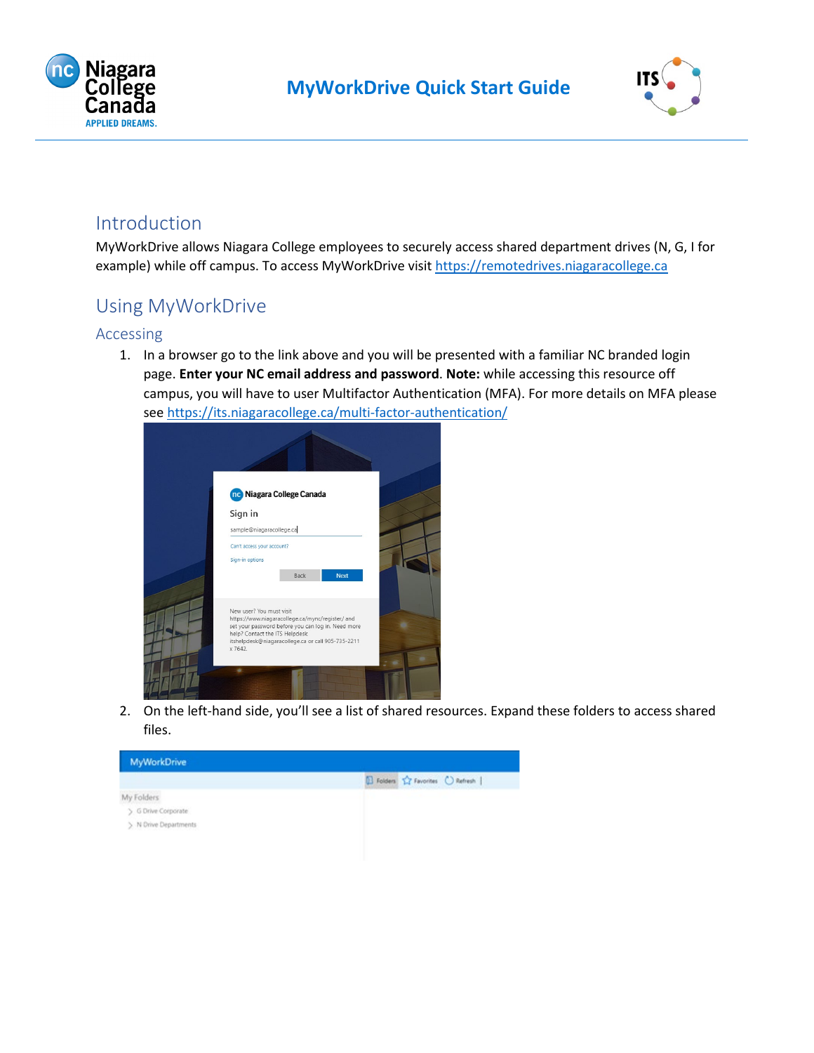# MyWorkDrive Quick Start Guide

## Introduction

MyWorkDrive allows Niagara College employees to securely access shared department drives (N, G, I for example) while off campus. To access MyWorkDrive visit https://remotedrives.niagaracollege.ca

## Using MyWorkDrive

### Accessing

1. In a browser go to the link above and you will be presented with a familiar NC branded login page. **Enter your NC email address and password**. **Note:** while accessing this resource off campus, you will have to user Multifactor Authentication (MFA). For more details on MFA please see https://its.niagaracollege.ca/multi-factor-authentication/

2. On the left-hand side, you'll see a list of shared resources. Expand these folders to access shared files.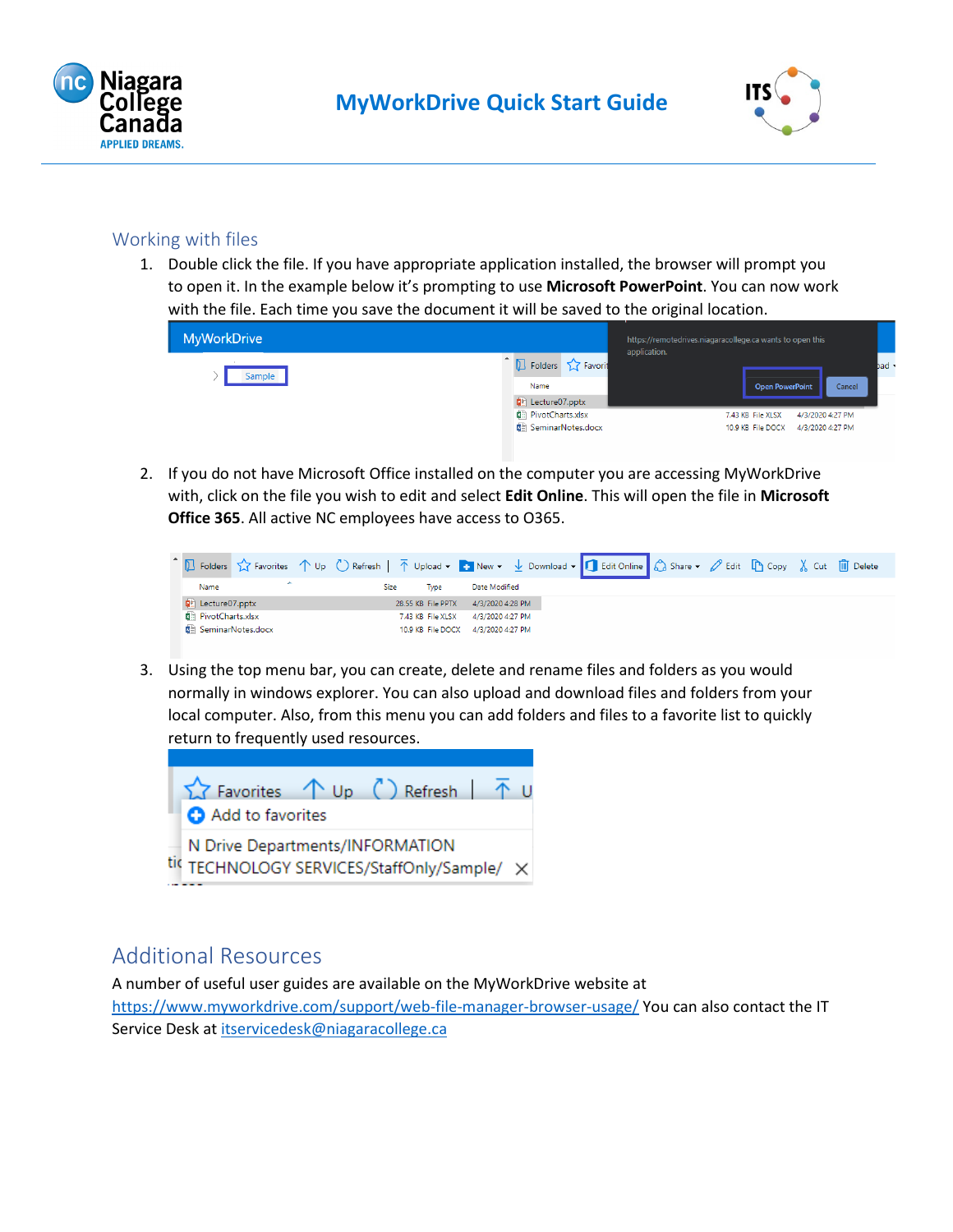## Working with files

1. Double click the file. If you have appropriate application installed, the browser will prompt you to open it. In the example below it's prompting to use **Microsoft PowerPoint**. You can now work with the file. Each time you save the document it will be saved to the original location.

2. If you do not have Microsoft Office installed on the computer you are accessing MyWorkDrive with, click on the file you wish to edit and select **Edit Online**. This will open the file in **Microsoft Office 365**. All active NC employees have access to O365.

3. Using the top menu bar, you can create, delete and rename files and folders as you would normally in windows explorer. You can also upload and download files and folders from your local computer. Also, from this menu you can add folders and files to a favorite list to quickly return to frequently used resources.

## Additional Resources

A number of useful user guides are available on the MyWorkDrive website at https://www.myworkdrive.com/support/web-file-manager-browser-usage/ You can also contact the IT Service Desk at itservicedesk@niagaracollege.ca